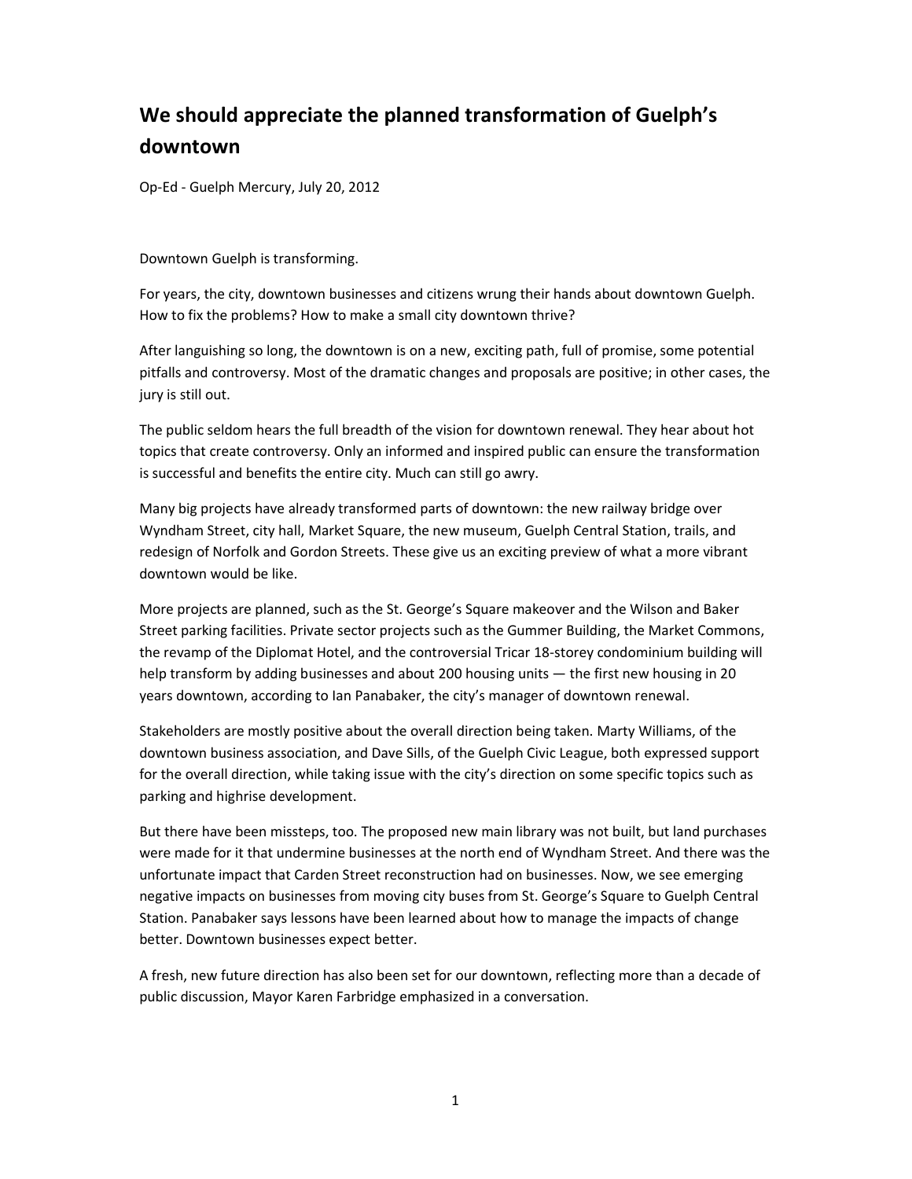# We should appreciate the planned transformation of Guelph's downtown

Op-Ed - Guelph Mercury, July 20, 2012

Downtown Guelph is transforming.

For years, the city, downtown businesses and citizens wrung their hands about downtown Guelph. How to fix the problems? How to make a small city downtown thrive?

After languishing so long, the downtown is on a new, exciting path, full of promise, some potential pitfalls and controversy. Most of the dramatic changes and proposals are positive; in other cases, the jury is still out.

The public seldom hears the full breadth of the vision for downtown renewal. They hear about hot topics that create controversy. Only an informed and inspired public can ensure the transformation is successful and benefits the entire city. Much can still go awry.

Many big projects have already transformed parts of downtown: the new railway bridge over Wyndham Street, city hall, Market Square, the new museum, Guelph Central Station, trails, and redesign of Norfolk and Gordon Streets. These give us an exciting preview of what a more vibrant downtown would be like.

More projects are planned, such as the St. George's Square makeover and the Wilson and Baker Street parking facilities. Private sector projects such as the Gummer Building, the Market Commons, the revamp of the Diplomat Hotel, and the controversial Tricar 18-storey condominium building will help transform by adding businesses and about 200 housing units — the first new housing in 20 years downtown, according to Ian Panabaker, the city's manager of downtown renewal.

Stakeholders are mostly positive about the overall direction being taken. Marty Williams, of the downtown business association, and Dave Sills, of the Guelph Civic League, both expressed support for the overall direction, while taking issue with the city's direction on some specific topics such as parking and highrise development.

But there have been missteps, too. The proposed new main library was not built, but land purchases were made for it that undermine businesses at the north end of Wyndham Street. And there was the unfortunate impact that Carden Street reconstruction had on businesses. Now, we see emerging negative impacts on businesses from moving city buses from St. George's Square to Guelph Central Station. Panabaker says lessons have been learned about how to manage the impacts of change better. Downtown businesses expect better.

A fresh, new future direction has also been set for our downtown, reflecting more than a decade of public discussion, Mayor Karen Farbridge emphasized in a conversation.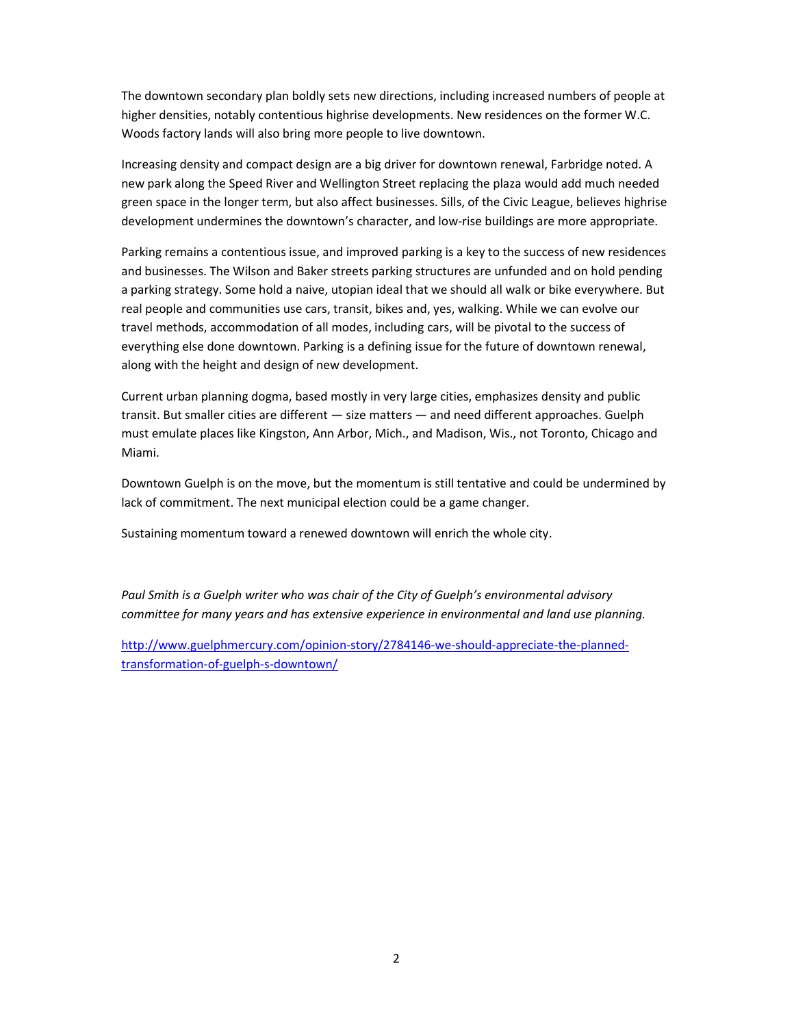The downtown secondary plan boldly sets new directions, including increased numbers of people at higher densities, notably contentious highrise developments. New residences on the former W.C. Woods factory lands will also bring more people to live downtown.

Increasing density and compact design are a big driver for downtown renewal, Farbridge noted. A new park along the Speed River and Wellington Street replacing the plaza would add much needed green space in the longer term, but also affect businesses. Sills, of the Civic League, believes highrise development undermines the downtown's character, and low-rise buildings are more appropriate.

Parking remains a contentious issue, and improved parking is a key to the success of new residences and businesses. The Wilson and Baker streets parking structures are unfunded and on hold pending a parking strategy. Some hold a naive, utopian ideal that we should all walk or bike everywhere. But real people and communities use cars, transit, bikes and, yes, walking. While we can evolve our travel methods, accommodation of all modes, including cars, will be pivotal to the success of everything else done downtown. Parking is a defining issue for the future of downtown renewal, along with the height and design of new development.

Current urban planning dogma, based mostly in very large cities, emphasizes density and public transit. But smaller cities are different — size matters — and need different approaches. Guelph must emulate places like Kingston, Ann Arbor, Mich., and Madison, Wis., not Toronto, Chicago and Miami.

Downtown Guelph is on the move, but the momentum is still tentative and could be undermined by lack of commitment. The next municipal election could be a game changer.

Sustaining momentum toward a renewed downtown will enrich the whole city.

*Paul Smith is a Guelph writer who was chair of the City of Guelph's environmental advisory committee for many years and has extensive experience in environmental and land use planning.*

[http://www.guelphmercury.com/opinion-story/2784146-we-should-appreciate-the-planned-transformation-of-guelph-s-downtown/](http://www.guelphmercury.com/opinion-story/2784146-we-should-appreciate-the-planned-transformation-of-guelph-s-downtown/)